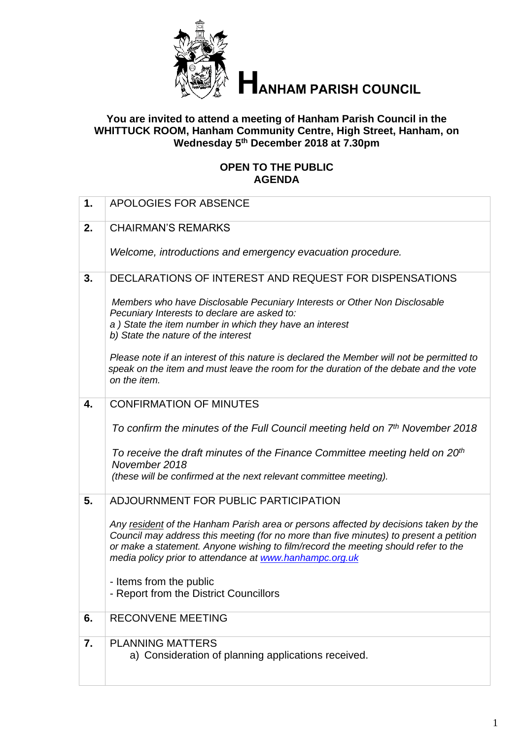# HANHAM PARISH COUNCIL

**You are invited to attend a meeting of Hanham Parish Council in the WHITTUCK ROOM, Hanham Community Centre, High Street, Hanham, on Wednesday 5th December 2018 at 7.30pm**

**OPEN TO THE PUBLIC**
**AGENDA**

| | |
|---|---|
| **1.** | APOLOGIES FOR ABSENCE |
| **2.** | CHAIRMAN'S REMARKS<br><br>*Welcome, introductions and emergency evacuation procedure.* |
| **3.** | DECLARATIONS OF INTEREST AND REQUEST FOR DISPENSATIONS<br><br>*Members who have Disclosable Pecuniary Interests or Other Non Disclosable Pecuniary Interests to declare are asked to:*<br>*a ) State the item number in which they have an interest*<br>*b) State the nature of the interest*<br><br>*Please note if an interest of this nature is declared the Member will not be permitted to speak on the item and must leave the room for the duration of the debate and the vote on the item.* |
| **4.** | CONFIRMATION OF MINUTES<br><br>*To confirm the minutes of the Full Council meeting held on 7th November 2018*<br><br>*To receive the draft minutes of the Finance Committee meeting held on 20th November 2018*<br>*(these will be confirmed at the next relevant committee meeting).* |
| **5.** | ADJOURNMENT FOR PUBLIC PARTICIPATION<br><br>*Any resident of the Hanham Parish area or persons affected by decisions taken by the Council may address this meeting (for no more than five minutes) to present a petition or make a statement. Anyone wishing to film/record the meeting should refer to the media policy prior to attendance at [www.hanhampc.org.uk](http://www.hanhampc.org.uk)*<br><br>- Items from the public<br>- Report from the District Councillors |
| **6.** | RECONVENE MEETING |
| **7.** | PLANNING MATTERS<br>a) Consideration of planning applications received. |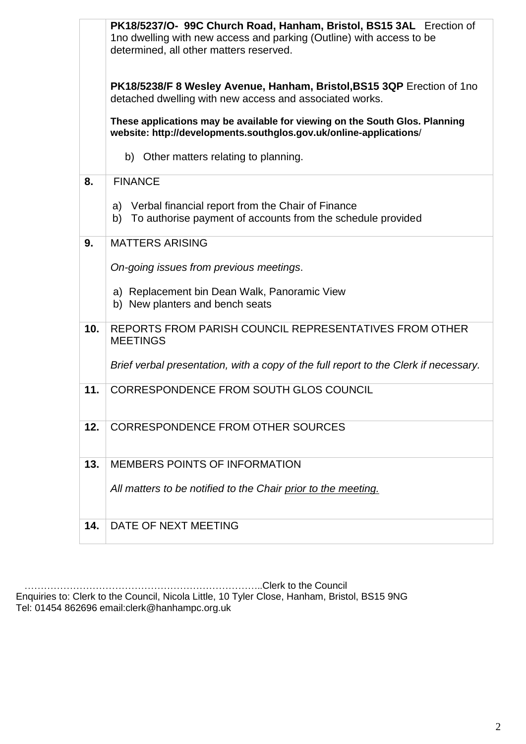| | |
|---|---|
| | **PK18/5237/O- 99C Church Road, Hanham, Bristol, BS15 3AL** Erection of 1no dwelling with new access and parking (Outline) with access to be determined, all other matters reserved.<br><br>**PK18/5238/F 8 Wesley Avenue, Hanham, Bristol,BS15 3QP** Erection of 1no detached dwelling with new access and associated works.<br><br>**These applications may be available for viewing on the South Glos. Planning website: http://developments.southglos.gov.uk/online-applications**/<br><br>b) Other matters relating to planning. |
| **8.** | FINANCE<br><br>a) Verbal financial report from the Chair of Finance<br>b) To authorise payment of accounts from the schedule provided |
| **9.** | MATTERS ARISING<br><br>*On-going issues from previous meetings*.<br><br>a) Replacement bin Dean Walk, Panoramic View<br>b) New planters and bench seats |
| **10.** | REPORTS FROM PARISH COUNCIL REPRESENTATIVES FROM OTHER MEETINGS<br><br>*Brief verbal presentation, with a copy of the full report to the Clerk if necessary.* |
| **11.** | CORRESPONDENCE FROM SOUTH GLOS COUNCIL |
| **12.** | CORRESPONDENCE FROM OTHER SOURCES |
| **13.** | MEMBERS POINTS OF INFORMATION<br><br>*All matters to be notified to the Chair <u>prior to the meeting.</u>* |
| **14.** | DATE OF NEXT MEETING |

………………………………………………………………..Clerk to the Council

Enquiries to: Clerk to the Council, Nicola Little, 10 Tyler Close, Hanham, Bristol, BS15 9NG
Tel: 01454 862696 email:clerk@hanhampc.org.uk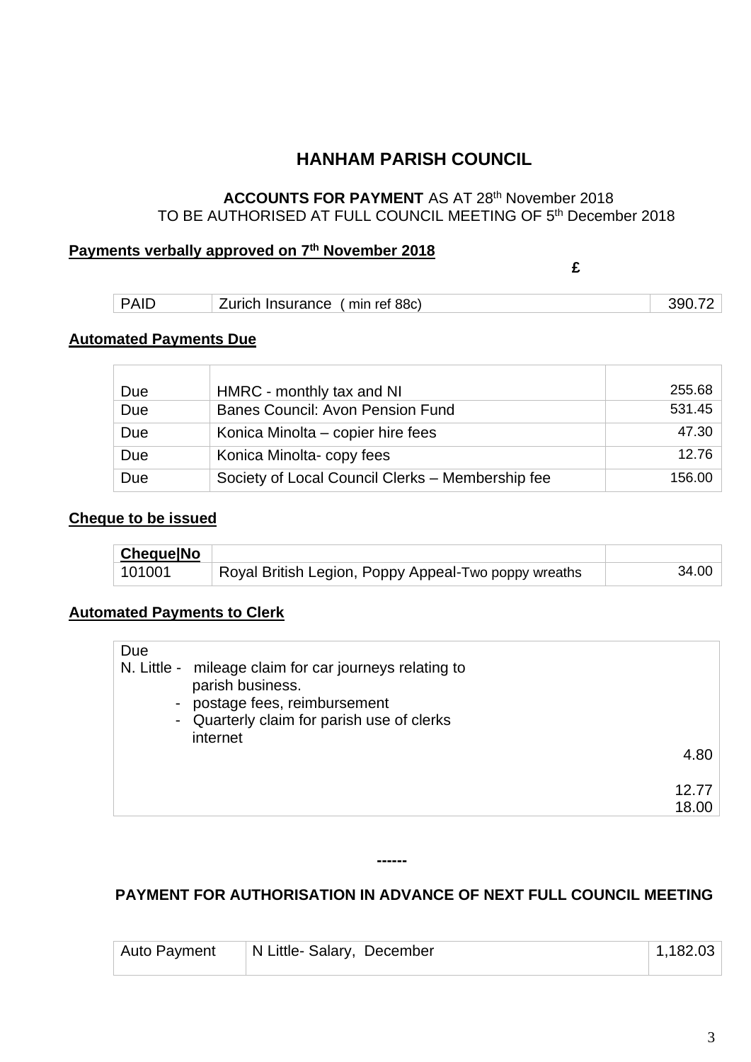# HANHAM PARISH COUNCIL

**ACCOUNTS FOR PAYMENT** AS AT 28th November 2018
TO BE AUTHORISED AT FULL COUNCIL MEETING OF 5th December 2018

**Payments verbally approved on 7th November 2018**

£

| | | |
|---|---|---|
| PAID | Zurich Insurance ( min ref 88c) | 390.72 |

**Automated Payments Due**

| | | |
|---|---|---|
| Due | HMRC - monthly tax and NI | 255.68 |
| Due | Banes Council: Avon Pension Fund | 531.45 |
| Due | Konica Minolta – copier hire fees | 47.30 |
| Due | Konica Minolta- copy fees | 12.76 |
| Due | Society of Local Council Clerks – Membership fee | 156.00 |

**Cheque to be issued**

| Cheque No | | |
|---|---|---|
| 101001 | Royal British Legion, Poppy Appeal-Two poppy wreaths | 34.00 |

**Automated Payments to Clerk**

Due
N. Little - mileage claim for car journeys relating to parish business.
- postage fees, reimbursement
- Quarterly claim for parish use of clerks internet

4.80

12.77
18.00

------

**PAYMENT FOR AUTHORISATION IN ADVANCE OF NEXT FULL COUNCIL MEETING**

| | | |
|---|---|---|
| Auto Payment | N Little- Salary, December | 1,182.03 |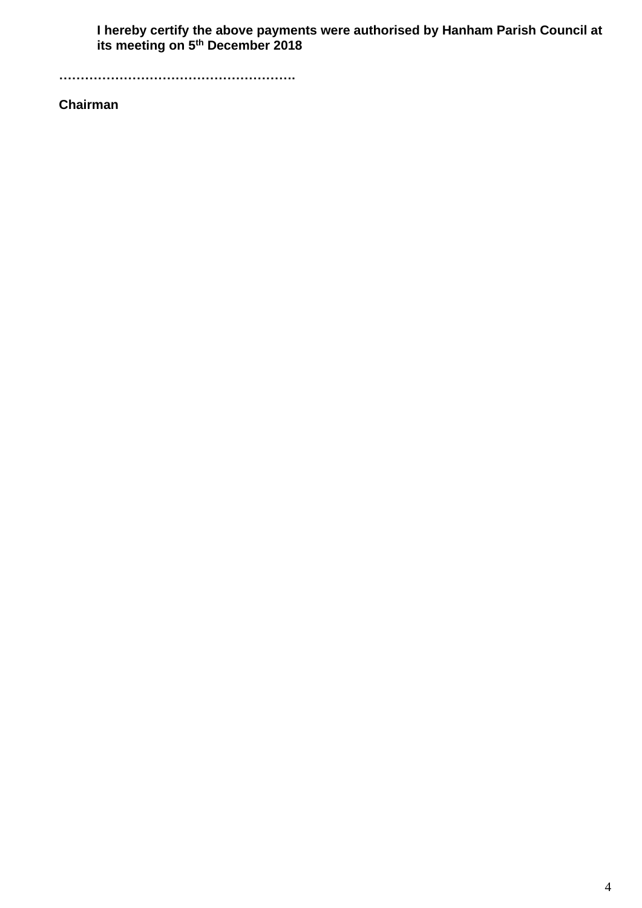**I hereby certify the above payments were authorised by Hanham Parish Council at its meeting on 5th December 2018**

**……………………………………………….**

**Chairman**